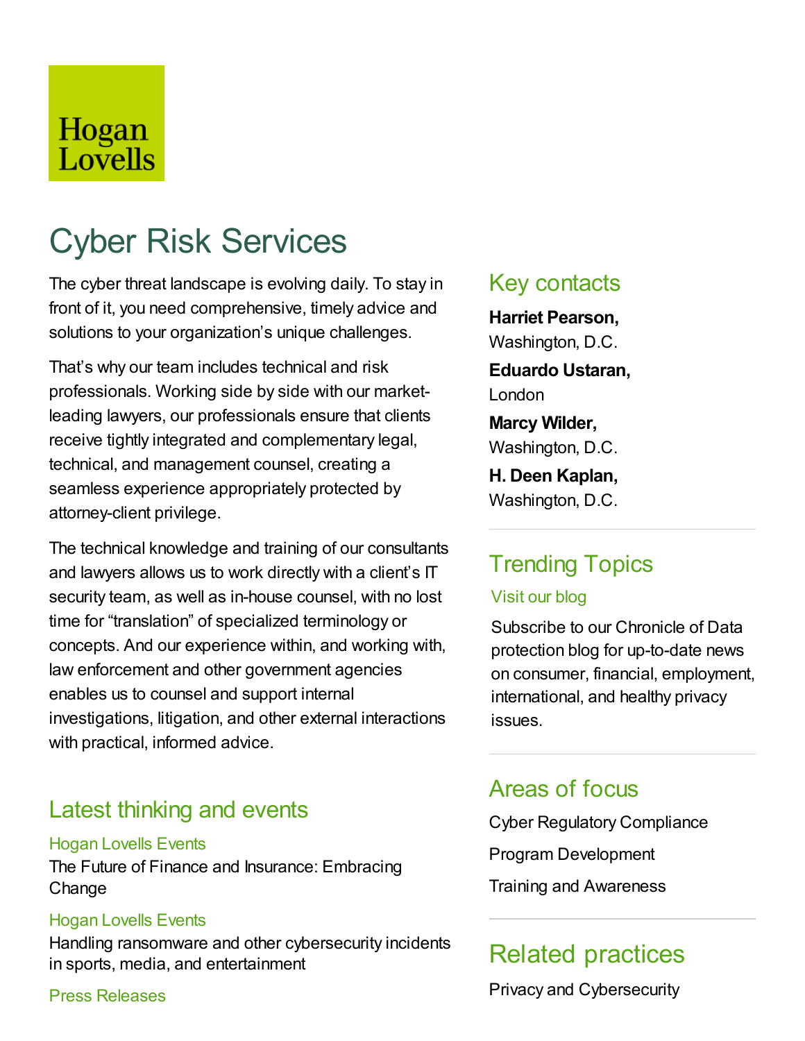Hogan Lovells

# Cyber Risk Services

The cyber threat landscape is evolving daily. To stay in front of it, you need comprehensive, timely advice and solutions to your organization's unique challenges.

That's why our team includes technical and risk professionals. Working side by side with our market-leading lawyers, our professionals ensure that clients receive tightly integrated and complementary legal, technical, and management counsel, creating a seamless experience appropriately protected by attorney-client privilege.

The technical knowledge and training of our consultants and lawyers allows us to work directly with a client's IT security team, as well as in-house counsel, with no lost time for "translation" of specialized terminology or concepts. And our experience within, and working with, law enforcement and other government agencies enables us to counsel and support internal investigations, litigation, and other external interactions with practical, informed advice.

## Latest thinking and events

Hogan Lovells Events

The Future of Finance and Insurance: Embracing Change

Hogan Lovells Events

Handling ransomware and other cybersecurity incidents in sports, media, and entertainment

Press Releases

## Key contacts

**Harriet Pearson,**
Washington, D.C.

**Eduardo Ustaran,**
London

**Marcy Wilder,**
Washington, D.C.

**H. Deen Kaplan,**
Washington, D.C.

## Trending Topics

Visit our blog

Subscribe to our Chronicle of Data protection blog for up-to-date news on consumer, financial, employment, international, and healthy privacy issues.

## Areas of focus

Cyber Regulatory Compliance

Program Development

Training and Awareness

## Related practices

Privacy and Cybersecurity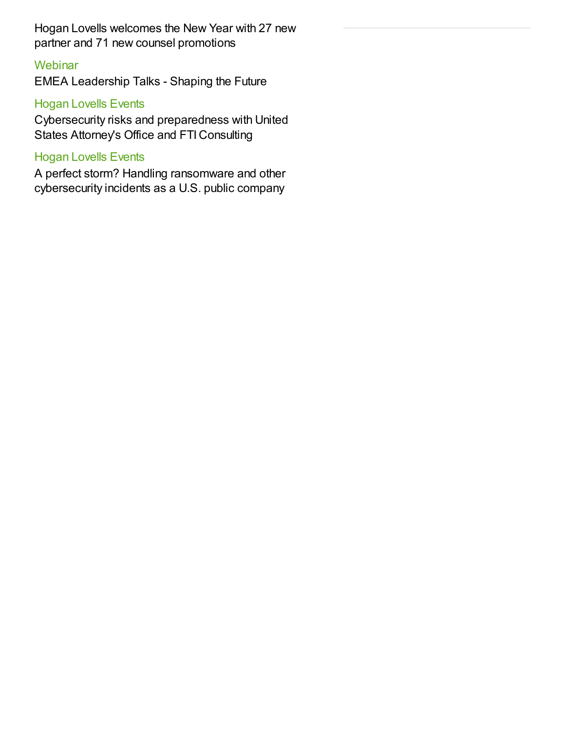Hogan Lovells welcomes the New Year with 27 new partner and 71 new counsel promotions

Webinar

EMEA Leadership Talks - Shaping the Future

Hogan Lovells Events

Cybersecurity risks and preparedness with United States Attorney's Office and FTI Consulting

Hogan Lovells Events

A perfect storm? Handling ransomware and other cybersecurity incidents as a U.S. public company